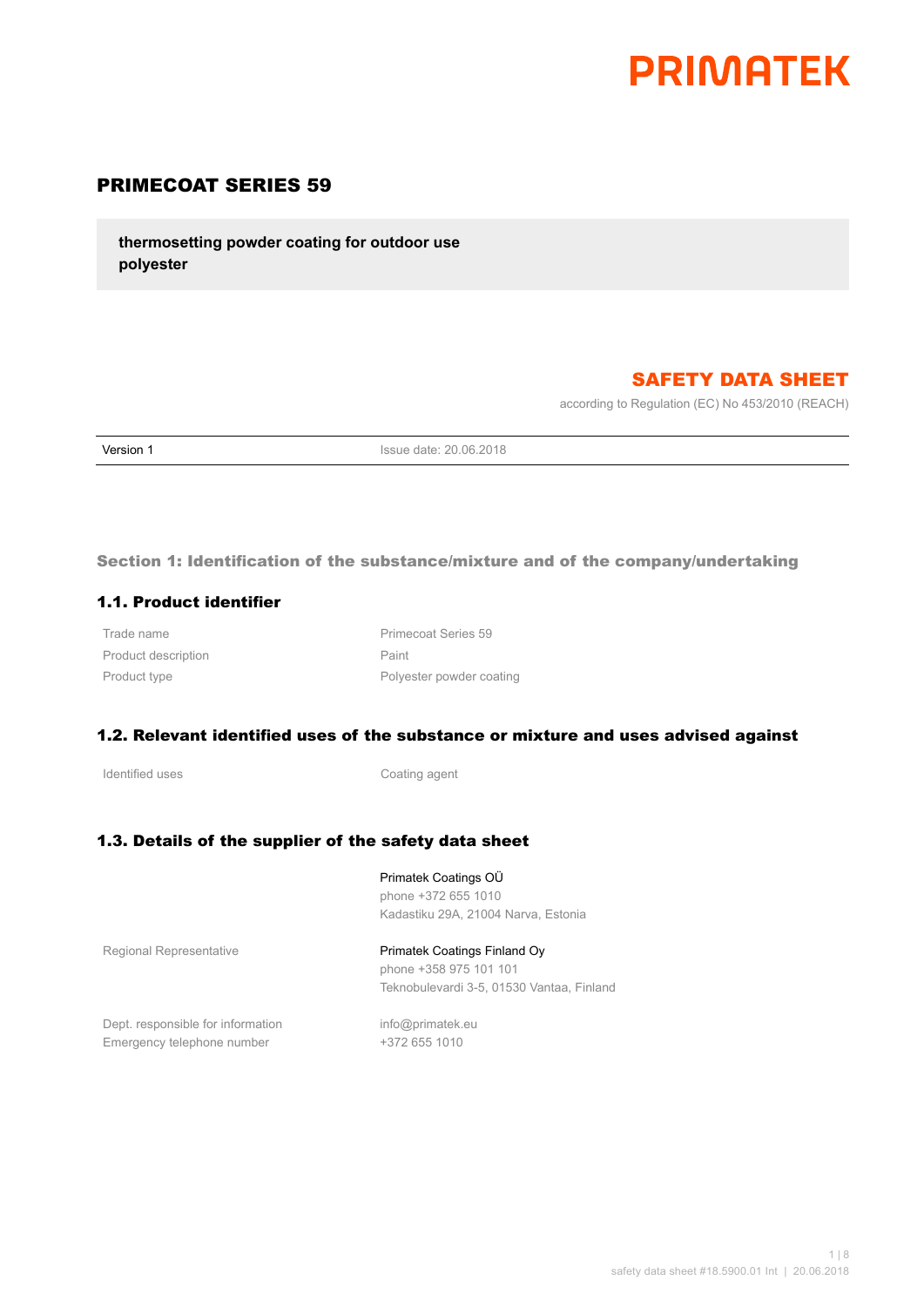# PRIMATEK

## PRIMECOAT SERIES 59

**thermosetting powder coating for outdoor use**
**polyester**

## SAFETY DATA SHEET

according to Regulation (EC) No 453/2010 (REACH)

| Version 1 | Issue date: 20.06.2018 |
|---|---|

### Section 1: Identification of the substance/mixture and of the company/undertaking

### 1.1. Product identifier

| | |
|---|---|
| Trade name | Primecoat Series 59 |
| Product description | Paint |
| Product type | Polyester powder coating |

### 1.2. Relevant identified uses of the substance or mixture and uses advised against

| | |
|---|---|
| Identified uses | Coating agent |

### 1.3. Details of the supplier of the safety data sheet

| | |
|---|---|
| | Primatek Coatings OÜ<br>phone +372 655 1010<br>Kadastiku 29A, 21004 Narva, Estonia |
| Regional Representative | Primatek Coatings Finland Oy<br>phone +358 975 101 101<br>Teknobulevardi 3-5, 01530 Vantaa, Finland |
| Dept. responsible for information | info@primatek.eu |
| Emergency telephone number | +372 655 1010 |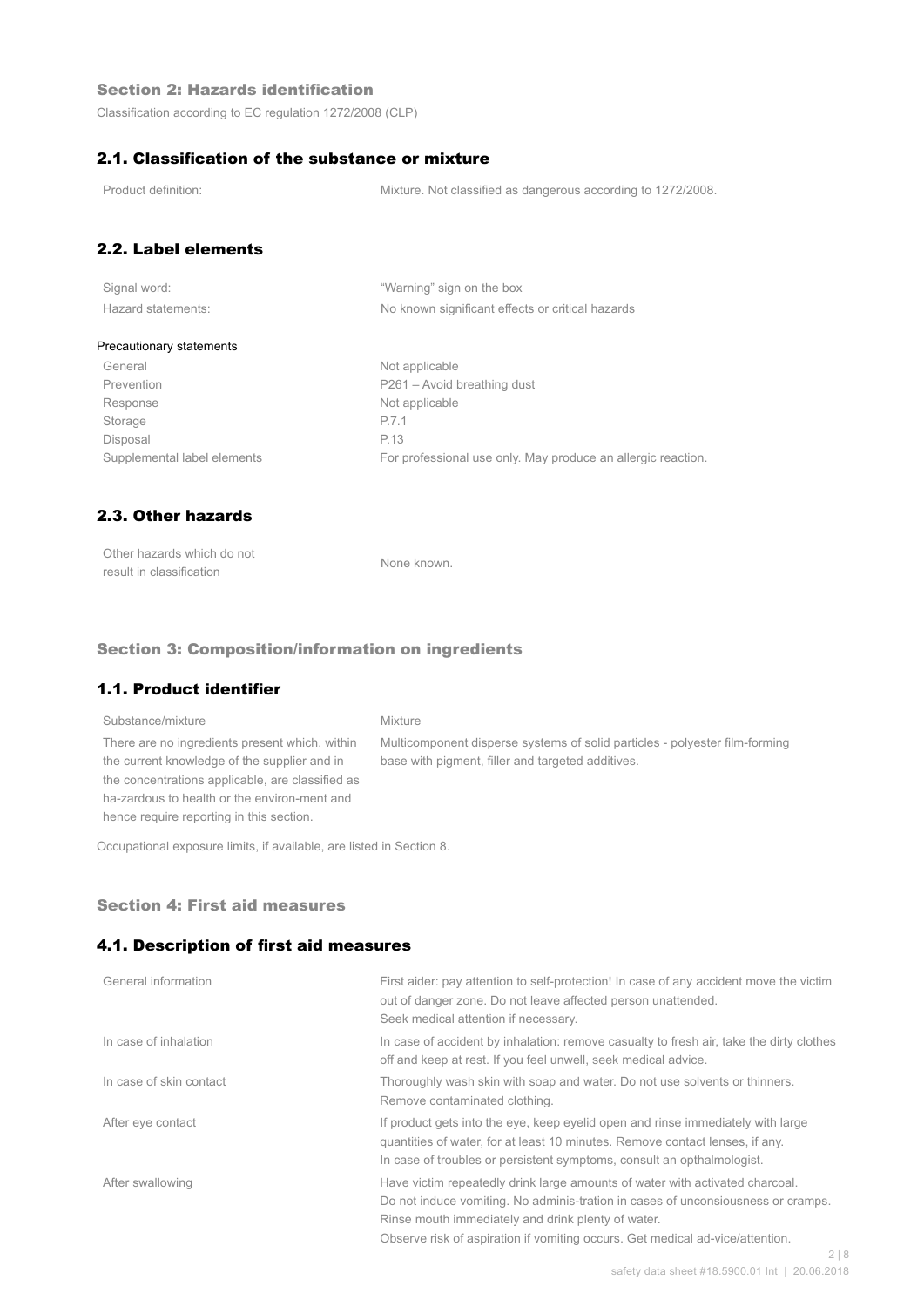## Section 2: Hazards identification

Classification according to EC regulation 1272/2008 (CLP)

### 2.1. Classification of the substance or mixture

| | |
|---|---|
| Product definition: | Mixture. Not classified as dangerous according to 1272/2008. |

### 2.2. Label elements

| | |
|---|---|
| Signal word: | "Warning" sign on the box |
| Hazard statements: | No known significant effects or critical hazards |

**Precautionary statements**

| | |
|---|---|
| General | Not applicable |
| Prevention | P261 – Avoid breathing dust |
| Response | Not applicable |
| Storage | P.7.1 |
| Disposal | P.13 |
| Supplemental label elements | For professional use only. May produce an allergic reaction. |

### 2.3. Other hazards

| | |
|---|---|
| Other hazards which do not result in classification | None known. |

## Section 3: Composition/information on ingredients

### 1.1. Product identifier

| | |
|---|---|
| Substance/mixture | Mixture |
| There are no ingredients present which, within the current knowledge of the supplier and in the concentrations applicable, are classified as ha-zardous to health or the environ-ment and hence require reporting in this section. | Multicomponent disperse systems of solid particles - polyester film-forming base with pigment, filler and targeted additives. |

Occupational exposure limits, if available, are listed in Section 8.

## Section 4: First aid measures

### 4.1. Description of first aid measures

| | |
|---|---|
| General information | First aider: pay attention to self-protection! In case of any accident move the victim out of danger zone. Do not leave affected person unattended. Seek medical attention if necessary. |
| In case of inhalation | In case of accident by inhalation: remove casualty to fresh air, take the dirty clothes off and keep at rest. If you feel unwell, seek medical advice. |
| In case of skin contact | Thoroughly wash skin with soap and water. Do not use solvents or thinners. Remove contaminated clothing. |
| After eye contact | If product gets into the eye, keep eyelid open and rinse immediately with large quantities of water, for at least 10 minutes. Remove contact lenses, if any. In case of troubles or persistent symptoms, consult an opthalmologist. |
| After swallowing | Have victim repeatedly drink large amounts of water with activated charcoal. Do not induce vomiting. No adminis-tration in cases of unconsiousness or cramps. Rinse mouth immediately and drink plenty of water. Observe risk of aspiration if vomiting occurs. Get medical ad-vice/attention. |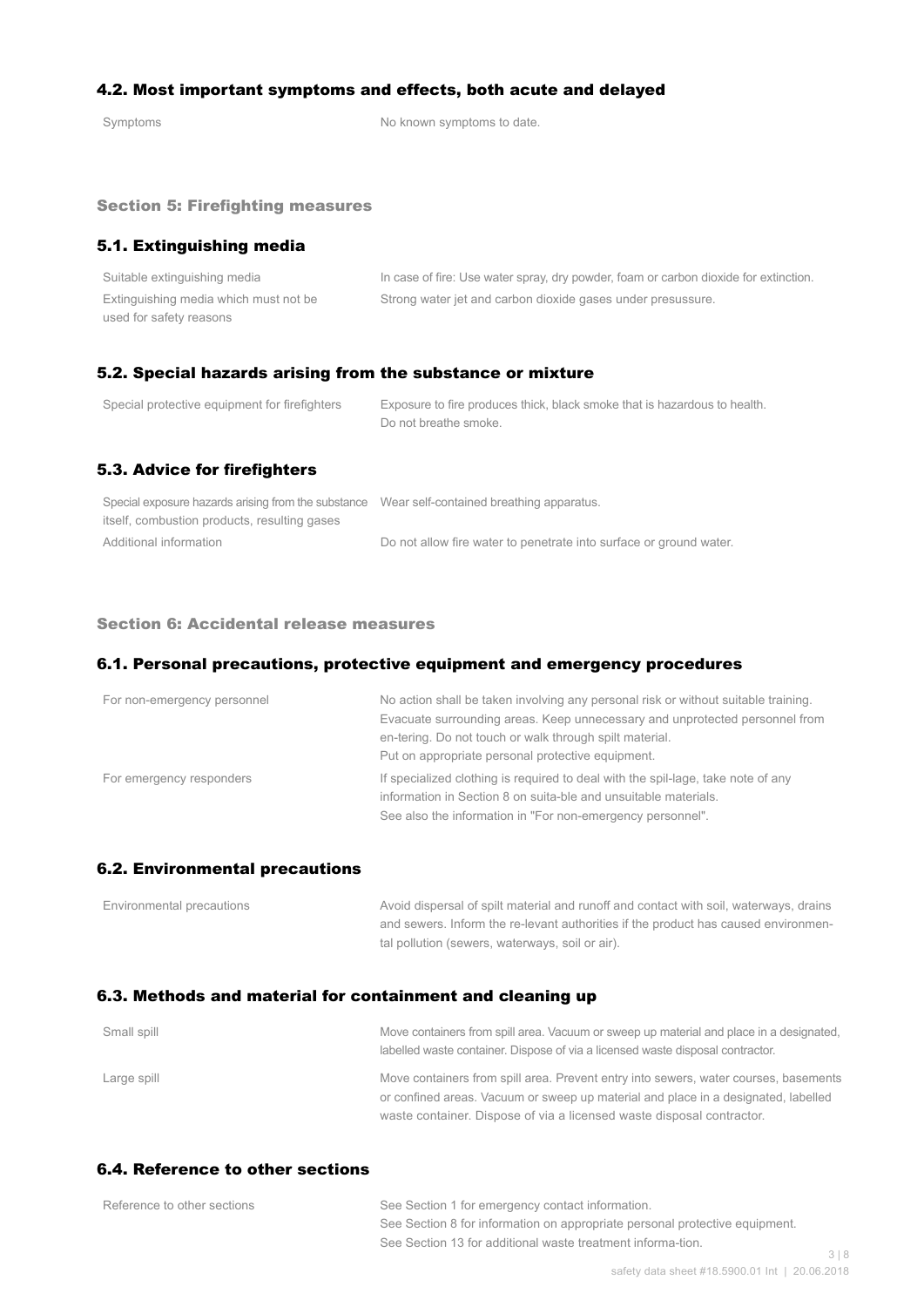## 4.2. Most important symptoms and effects, both acute and delayed

| | |
|---|---|
| Symptoms | No known symptoms to date. |

# Section 5: Firefighting measures

## 5.1. Extinguishing media

| | |
|---|---|
| Suitable extinguishing media | In case of fire: Use water spray, dry powder, foam or carbon dioxide for extinction. |
| Extinguishing media which must not be used for safety reasons | Strong water jet and carbon dioxide gases under presussure. |

## 5.2. Special hazards arising from the substance or mixture

| | |
|---|---|
| Special protective equipment for firefighters | Exposure to fire produces thick, black smoke that is hazardous to health. Do not breathe smoke. |

## 5.3. Advice for firefighters

| | |
|---|---|
| Special exposure hazards arising from the substance itself, combustion products, resulting gases | Wear self-contained breathing apparatus. |
| Additional information | Do not allow fire water to penetrate into surface or ground water. |

# Section 6: Accidental release measures

## 6.1. Personal precautions, protective equipment and emergency procedures

| | |
|---|---|
| For non-emergency personnel | No action shall be taken involving any personal risk or without suitable training. Evacuate surrounding areas. Keep unnecessary and unprotected personnel from en-tering. Do not touch or walk through spilt material. Put on appropriate personal protective equipment. |
| For emergency responders | If specialized clothing is required to deal with the spil-lage, take note of any information in Section 8 on suita-ble and unsuitable materials. See also the information in "For non-emergency personnel". |

## 6.2. Environmental precautions

| | |
|---|---|
| Environmental precautions | Avoid dispersal of spilt material and runoff and contact with soil, waterways, drains and sewers. Inform the re-levant authorities if the product has caused environmen-tal pollution (sewers, waterways, soil or air). |

## 6.3. Methods and material for containment and cleaning up

| | |
|---|---|
| Small spill | Move containers from spill area. Vacuum or sweep up material and place in a designated, labelled waste container. Dispose of via a licensed waste disposal contractor. |
| Large spill | Move containers from spill area. Prevent entry into sewers, water courses, basements or confined areas. Vacuum or sweep up material and place in a designated, labelled waste container. Dispose of via a licensed waste disposal contractor. |

## 6.4. Reference to other sections

| | |
|---|---|
| Reference to other sections | See Section 1 for emergency contact information. See Section 8 for information on appropriate personal protective equipment. See Section 13 for additional waste treatment informa-tion. |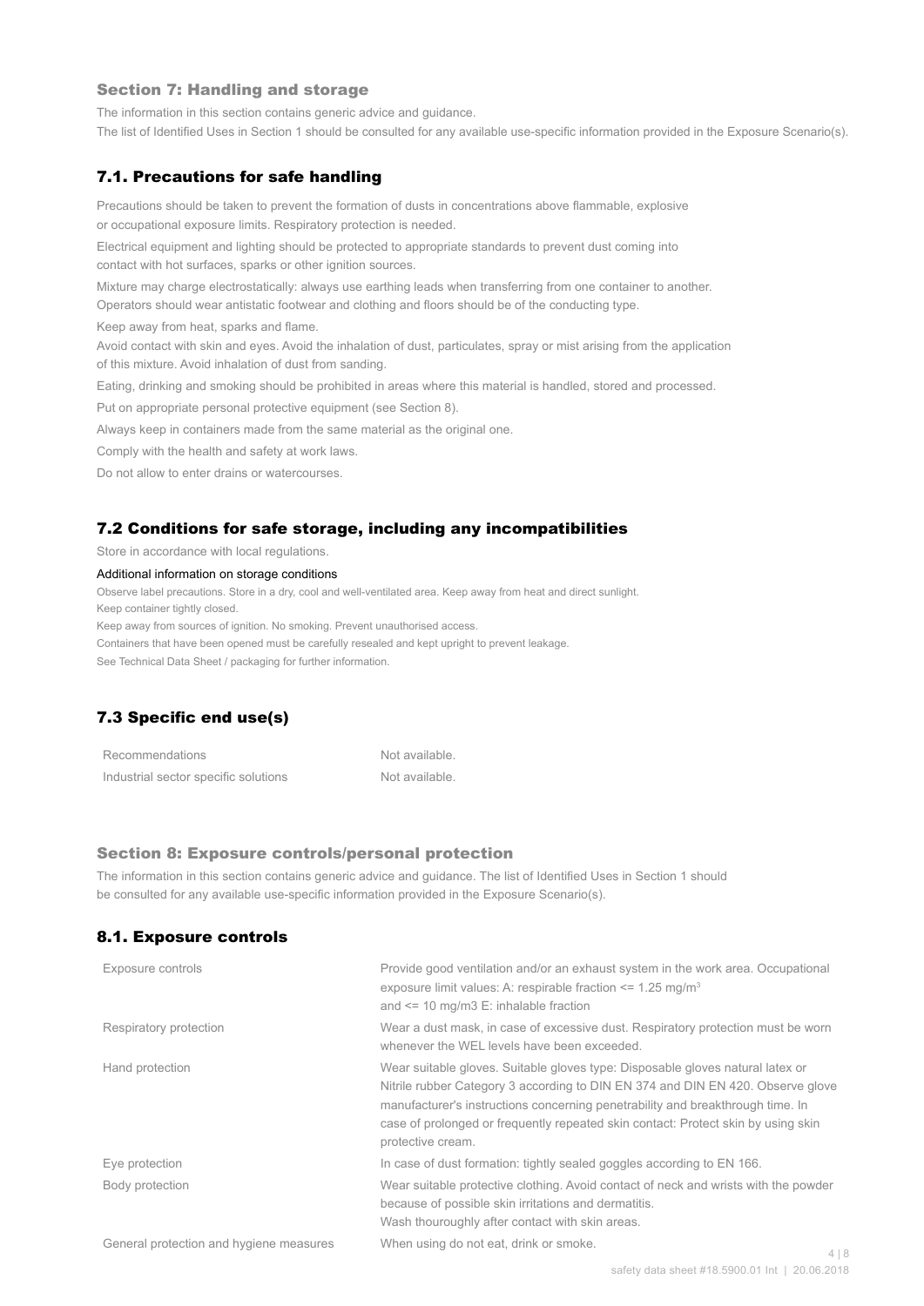## Section 7: Handling and storage

The information in this section contains generic advice and guidance.
The list of Identified Uses in Section 1 should be consulted for any available use-specific information provided in the Exposure Scenario(s).

### 7.1. Precautions for safe handling

Precautions should be taken to prevent the formation of dusts in concentrations above flammable, explosive or occupational exposure limits. Respiratory protection is needed.

Electrical equipment and lighting should be protected to appropriate standards to prevent dust coming into contact with hot surfaces, sparks or other ignition sources.

Mixture may charge electrostatically: always use earthing leads when transferring from one container to another. Operators should wear antistatic footwear and clothing and floors should be of the conducting type.

Keep away from heat, sparks and flame.

Avoid contact with skin and eyes. Avoid the inhalation of dust, particulates, spray or mist arising from the application of this mixture. Avoid inhalation of dust from sanding.

Eating, drinking and smoking should be prohibited in areas where this material is handled, stored and processed.

Put on appropriate personal protective equipment (see Section 8).

Always keep in containers made from the same material as the original one.

Comply with the health and safety at work laws.

Do not allow to enter drains or watercourses.

### 7.2 Conditions for safe storage, including any incompatibilities

Store in accordance with local regulations.

Additional information on storage conditions

Observe label precautions. Store in a dry, cool and well-ventilated area. Keep away from heat and direct sunlight.
Keep container tightly closed.
Keep away from sources of ignition. No smoking. Prevent unauthorised access.
Containers that have been opened must be carefully resealed and kept upright to prevent leakage.
See Technical Data Sheet / packaging for further information.

### 7.3 Specific end use(s)

| | |
|---|---|
| Recommendations | Not available. |
| Industrial sector specific solutions | Not available. |

## Section 8: Exposure controls/personal protection

The information in this section contains generic advice and guidance. The list of Identified Uses in Section 1 should be consulted for any available use-specific information provided in the Exposure Scenario(s).

### 8.1. Exposure controls

| | |
|---|---|
| Exposure controls | Provide good ventilation and/or an exhaust system in the work area. Occupational exposure limit values: A: respirable fraction <= 1.25 mg/m³ and <= 10 mg/m3 E: inhalable fraction |
| Respiratory protection | Wear a dust mask, in case of excessive dust. Respiratory protection must be worn whenever the WEL levels have been exceeded. |
| Hand protection | Wear suitable gloves. Suitable gloves type: Disposable gloves natural latex or Nitrile rubber Category 3 according to DIN EN 374 and DIN EN 420. Observe glove manufacturer's instructions concerning penetrability and breakthrough time. In case of prolonged or frequently repeated skin contact: Protect skin by using skin protective cream. |
| Eye protection | In case of dust formation: tightly sealed goggles according to EN 166. |
| Body protection | Wear suitable protective clothing. Avoid contact of neck and wrists with the powder because of possible skin irritations and dermatitis. Wash thouroughly after contact with skin areas. |
| General protection and hygiene measures | When using do not eat, drink or smoke. |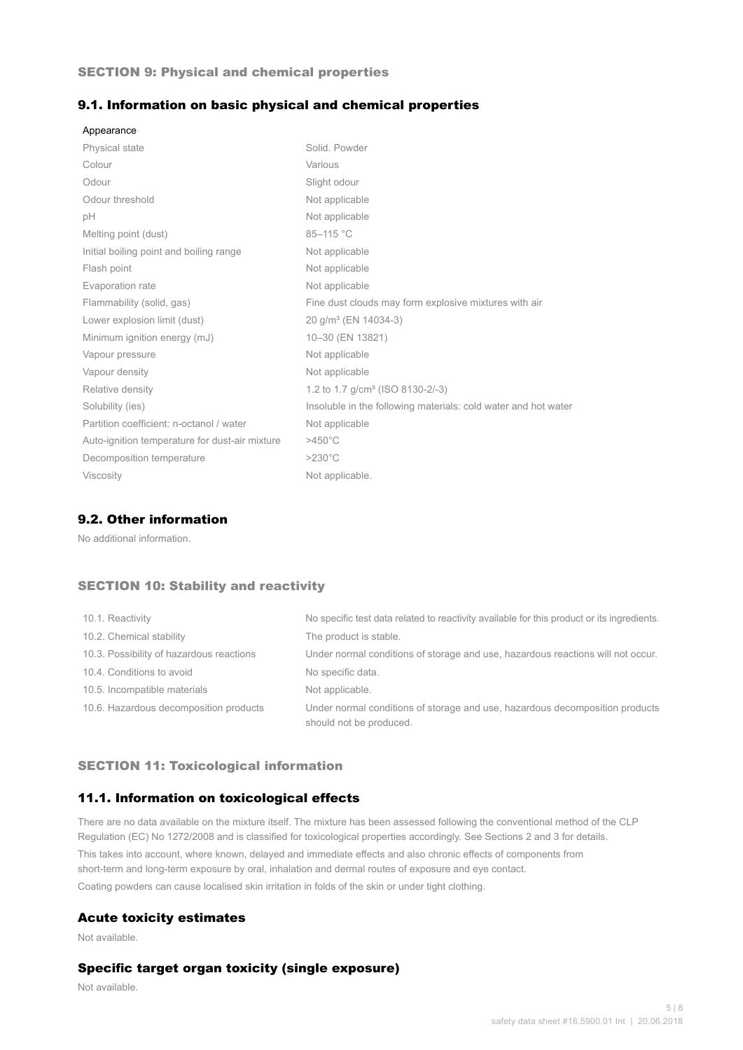## SECTION 9: Physical and chemical properties

### 9.1. Information on basic physical and chemical properties

| Appearance | |
|---|---|
| Physical state | Solid. Powder |
| Colour | Various |
| Odour | Slight odour |
| Odour threshold | Not applicable |
| pH | Not applicable |
| Melting point (dust) | 85–115 °C |
| Initial boiling point and boiling range | Not applicable |
| Flash point | Not applicable |
| Evaporation rate | Not applicable |
| Flammability (solid, gas) | Fine dust clouds may form explosive mixtures with air |
| Lower explosion limit (dust) | 20 g/m³ (EN 14034-3) |
| Minimum ignition energy (mJ) | 10–30 (EN 13821) |
| Vapour pressure | Not applicable |
| Vapour density | Not applicable |
| Relative density | 1.2 to 1.7 g/cm³ (ISO 8130-2/-3) |
| Solubility (ies) | Insoluble in the following materials: cold water and hot water |
| Partition coefficient: n-octanol / water | Not applicable |
| Auto-ignition temperature for dust-air mixture | >450°C |
| Decomposition temperature | >230°C |
| Viscosity | Not applicable. |

### 9.2. Other information

No additional information.

## SECTION 10: Stability and reactivity

| | |
|---|---|
| 10.1. Reactivity | No specific test data related to reactivity available for this product or its ingredients. |
| 10.2. Chemical stability | The product is stable. |
| 10.3. Possibility of hazardous reactions | Under normal conditions of storage and use, hazardous reactions will not occur. |
| 10.4. Conditions to avoid | No specific data. |
| 10.5. Incompatible materials | Not applicable. |
| 10.6. Hazardous decomposition products | Under normal conditions of storage and use, hazardous decomposition products should not be produced. |

## SECTION 11: Toxicological information

### 11.1. Information on toxicological effects

There are no data available on the mixture itself. The mixture has been assessed following the conventional method of the CLP Regulation (EC) No 1272/2008 and is classified for toxicological properties accordingly. See Sections 2 and 3 for details.

This takes into account, where known, delayed and immediate effects and also chronic effects of components from short-term and long-term exposure by oral, inhalation and dermal routes of exposure and eye contact.

Coating powders can cause localised skin irritation in folds of the skin or under tight clothing.

### Acute toxicity estimates

Not available.

### Specific target organ toxicity (single exposure)

Not available.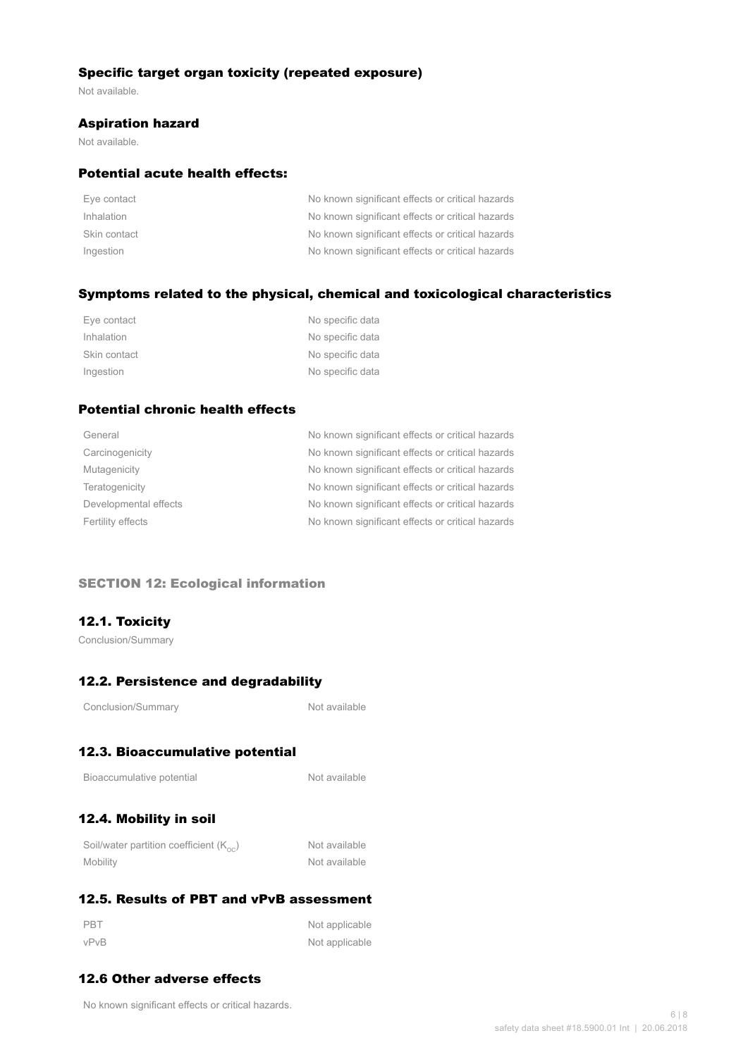### Specific target organ toxicity (repeated exposure)

Not available.

### Aspiration hazard

Not available.

### Potential acute health effects:

| | |
|---|---|
| Eye contact | No known significant effects or critical hazards |
| Inhalation | No known significant effects or critical hazards |
| Skin contact | No known significant effects or critical hazards |
| Ingestion | No known significant effects or critical hazards |

### Symptoms related to the physical, chemical and toxicological characteristics

| | |
|---|---|
| Eye contact | No specific data |
| Inhalation | No specific data |
| Skin contact | No specific data |
| Ingestion | No specific data |

### Potential chronic health effects

| | |
|---|---|
| General | No known significant effects or critical hazards |
| Carcinogenicity | No known significant effects or critical hazards |
| Mutagenicity | No known significant effects or critical hazards |
| Teratogenicity | No known significant effects or critical hazards |
| Developmental effects | No known significant effects or critical hazards |
| Fertility effects | No known significant effects or critical hazards |

## SECTION 12: Ecological information

### 12.1. Toxicity

Conclusion/Summary

### 12.2. Persistence and degradability

| | |
|---|---|
| Conclusion/Summary | Not available |

### 12.3. Bioaccumulative potential

| | |
|---|---|
| Bioaccumulative potential | Not available |

### 12.4. Mobility in soil

| | |
|---|---|
| Soil/water partition coefficient ($K_{oc}$) | Not available |
| Mobility | Not available |

### 12.5. Results of PBT and vPvB assessment

| | |
|---|---|
| PBT | Not applicable |
| vPvB | Not applicable |

### 12.6 Other adverse effects

No known significant effects or critical hazards.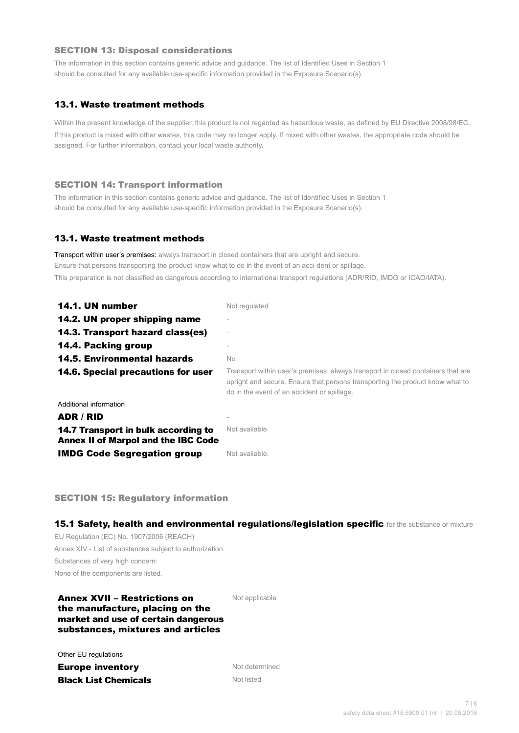## SECTION 13: Disposal considerations

The information in this section contains generic advice and guidance. The list of Identified Uses in Section 1 should be consulted for any available use-specific information provided in the Exposure Scenario(s).

### 13.1. Waste treatment methods

Within the present knowledge of the supplier, this product is not regarded as hazardous waste, as defined by EU Directive 2008/98/EC.

If this product is mixed with other wastes, this code may no longer apply. If mixed with other wastes, the appropriate code should be assigned. For further information, contact your local waste authority.

## SECTION 14: Transport information

The information in this section contains generic advice and guidance. The list of Identified Uses in Section 1 should be consulted for any available use-specific information provided in the Exposure Scenario(s).

### 13.1. Waste treatment methods

Transport within user's premises: always transport in closed containers that are upright and secure.

Ensure that persons transporting the product know what to do in the event of an acci-dent or spillage.

This preparation is not classified as dangerous according to international transport regulations (ADR/RID, IMDG or ICAO/IATA).

| | |
|---|---|
| **14.1. UN number** | Not regulated |
| **14.2. UN proper shipping name** | - |
| **14.3. Transport hazard class(es)** | - |
| **14.4. Packing group** | - |
| **14.5. Environmental hazards** | No |
| **14.6. Special precautions for user** | Transport within user's premises: always transport in closed containers that are upright and secure. Ensure that persons transporting the product know what to do in the event of an accident or spillage. |

Additional information

| | |
|---|---|
| **ADR / RID** | - |
| **14.7 Transport in bulk according to Annex II of Marpol and the IBC Code** | Not available |
| **IMDG Code Segregation group** | Not available. |

## SECTION 15: Regulatory information

### 15.1 Safety, health and environmental regulations/legislation specific for the substance or mixture

EU Regulation (EC) No. 1907/2006 (REACH)

Annex XIV - List of substances subject to authorization

Substances of very high concern:

None of the components are listed.

| | |
|---|---|
| **Annex XVII – Restrictions on the manufacture, placing on the market and use of certain dangerous substances, mixtures and articles** | Not applicable |

Other EU regulations

| | |
|---|---|
| **Europe inventory** | Not determined |
| **Black List Chemicals** | Not listed |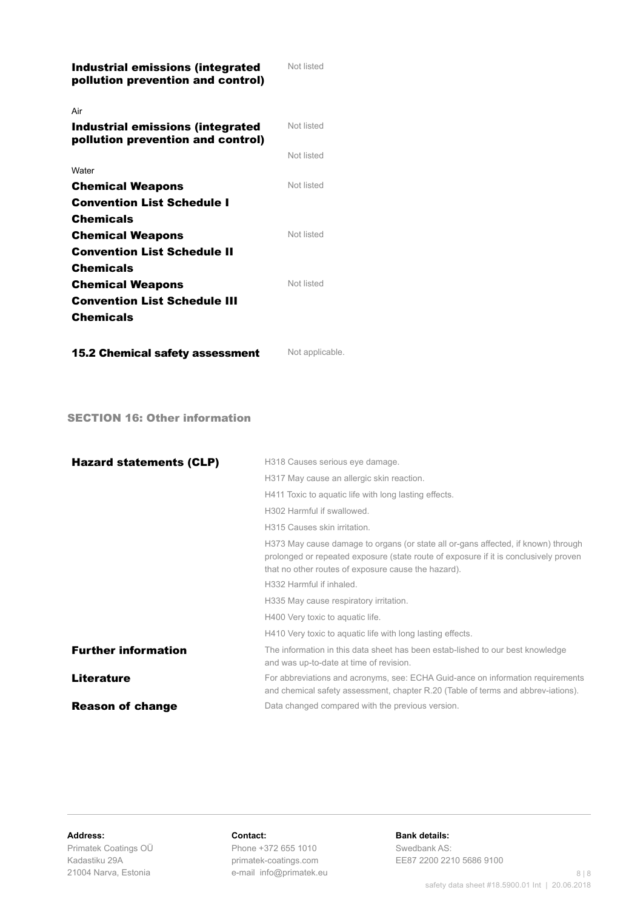| | |
|---|---|
| **Industrial emissions (integrated pollution prevention and control)** | Not listed |
| Air | |
| **Industrial emissions (integrated pollution prevention and control)** | Not listed |
| | Not listed |
| Water | |
| **Chemical Weapons Convention List Schedule I Chemicals** | Not listed |
| **Chemical Weapons Convention List Schedule II Chemicals** | Not listed |
| **Chemical Weapons Convention List Schedule III Chemicals** | Not listed |

**15.2 Chemical safety assessment** Not applicable.

## SECTION 16: Other information

| | |
|---|---|
| **Hazard statements (CLP)** | H318 Causes serious eye damage.<br>H317 May cause an allergic skin reaction.<br>H411 Toxic to aquatic life with long lasting effects.<br>H302 Harmful if swallowed.<br>H315 Causes skin irritation.<br>H373 May cause damage to organs (or state all or-gans affected, if known) through prolonged or repeated exposure (state route of exposure if it is conclusively proven that no other routes of exposure cause the hazard).<br>H332 Harmful if inhaled.<br>H335 May cause respiratory irritation.<br>H400 Very toxic to aquatic life.<br>H410 Very toxic to aquatic life with long lasting effects. |
| **Further information** | The information in this data sheet has been estab-lished to our best knowledge and was up-to-date at time of revision. |
| **Literature** | For abbreviations and acronyms, see: ECHA Guid-ance on information requirements and chemical safety assessment, chapter R.20 (Table of terms and abbrev-iations). |
| **Reason of change** | Data changed compared with the previous version. |

**Address:**
Primatek Coatings OÜ
Kadastiku 29A
21004 Narva, Estonia

**Contact:**
Phone +372 655 1010
primatek-coatings.com
e-mail info@primatek.eu

**Bank details:**
Swedbank AS:
EE87 2200 2210 5686 9100

safety data sheet #18.5900.01 Int | 20.06.2018